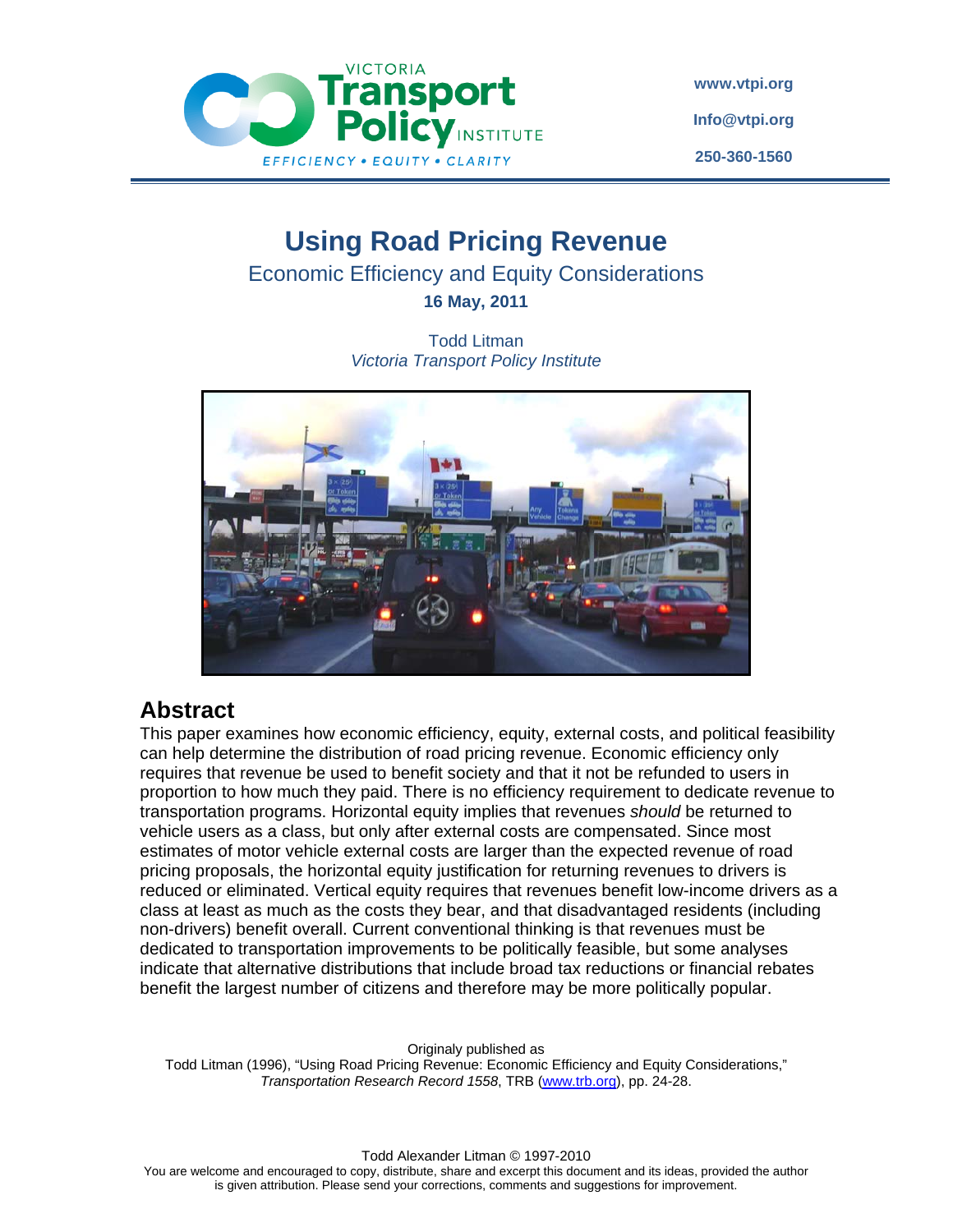VICTORIA Transport Policy INSTITUTE

EFFICIENCY • EQUITY • CLARITY

www.vtpi.org

Info@vtpi.org

250-360-1560

# Using Road Pricing Revenue

## Economic Efficiency and Equity Considerations

**16 May, 2011**

Todd Litman
*Victoria Transport Policy Institute*

## Abstract

This paper examines how economic efficiency, equity, external costs, and political feasibility can help determine the distribution of road pricing revenue. Economic efficiency only requires that revenue be used to benefit society and that it not be refunded to users in proportion to how much they paid. There is no efficiency requirement to dedicate revenue to transportation programs. Horizontal equity implies that revenues *should* be returned to vehicle users as a class, but only after external costs are compensated. Since most estimates of motor vehicle external costs are larger than the expected revenue of road pricing proposals, the horizontal equity justification for returning revenues to drivers is reduced or eliminated. Vertical equity requires that revenues benefit low-income drivers as a class at least as much as the costs they bear, and that disadvantaged residents (including non-drivers) benefit overall. Current conventional thinking is that revenues must be dedicated to transportation improvements to be politically feasible, but some analyses indicate that alternative distributions that include broad tax reductions or financial rebates benefit the largest number of citizens and therefore may be more politically popular.

Originaly published as
Todd Litman (1996), "Using Road Pricing Revenue: Economic Efficiency and Equity Considerations," *Transportation Research Record 1558*, TRB (www.trb.org), pp. 24-28.

Todd Alexander Litman © 1997-2010
You are welcome and encouraged to copy, distribute, share and excerpt this document and its ideas, provided the author is given attribution. Please send your corrections, comments and suggestions for improvement.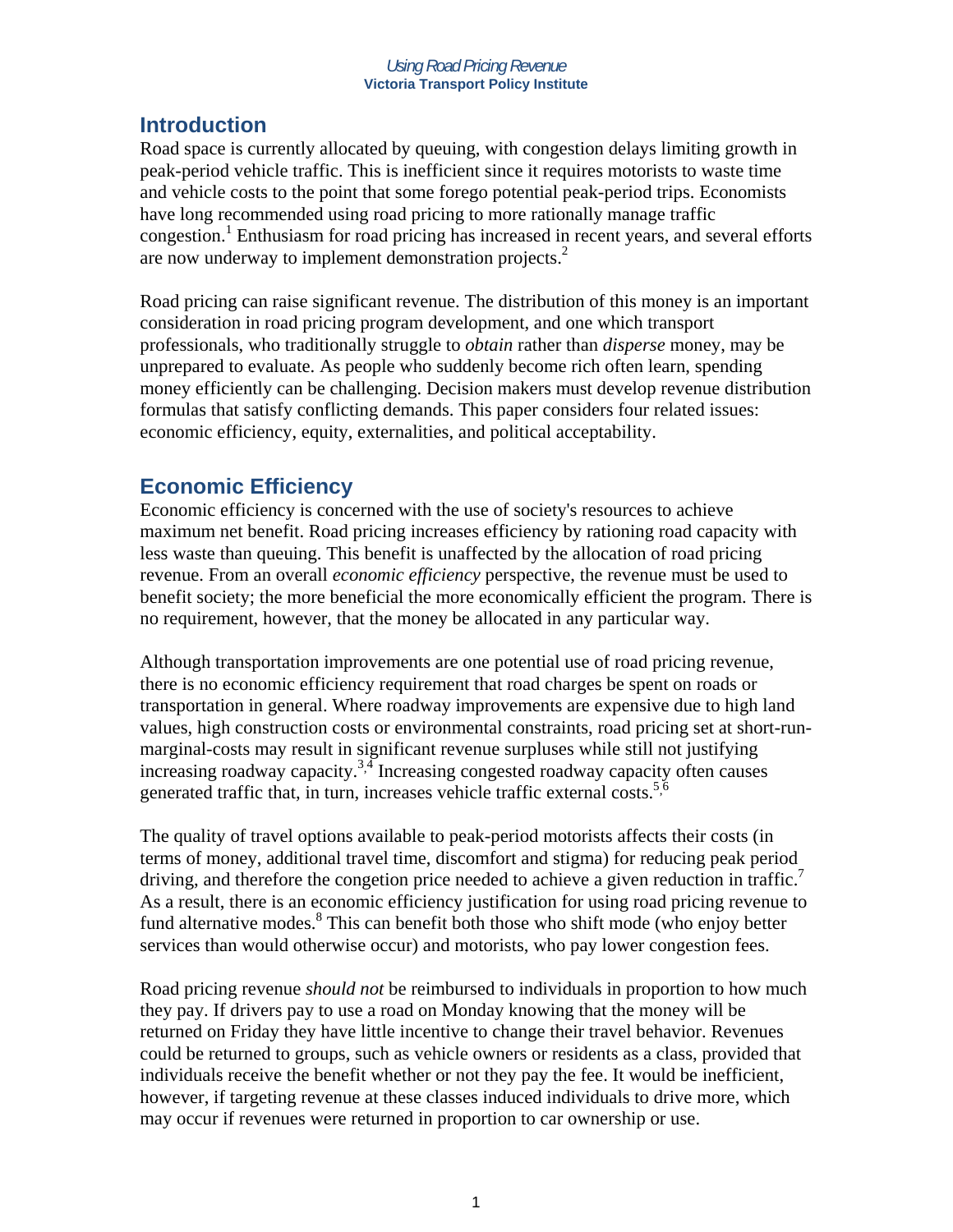## Introduction

Road space is currently allocated by queuing, with congestion delays limiting growth in peak-period vehicle traffic. This is inefficient since it requires motorists to waste time and vehicle costs to the point that some forego potential peak-period trips. Economists have long recommended using road pricing to more rationally manage traffic congestion.[1] Enthusiasm for road pricing has increased in recent years, and several efforts are now underway to implement demonstration projects.[2]

Road pricing can raise significant revenue. The distribution of this money is an important consideration in road pricing program development, and one which transport professionals, who traditionally struggle to *obtain* rather than *disperse* money, may be unprepared to evaluate. As people who suddenly become rich often learn, spending money efficiently can be challenging. Decision makers must develop revenue distribution formulas that satisfy conflicting demands. This paper considers four related issues: economic efficiency, equity, externalities, and political acceptability.

## Economic Efficiency

Economic efficiency is concerned with the use of society's resources to achieve maximum net benefit. Road pricing increases efficiency by rationing road capacity with less waste than queuing. This benefit is unaffected by the allocation of road pricing revenue. From an overall *economic efficiency* perspective, the revenue must be used to benefit society; the more beneficial the more economically efficient the program. There is no requirement, however, that the money be allocated in any particular way.

Although transportation improvements are one potential use of road pricing revenue, there is no economic efficiency requirement that road charges be spent on roads or transportation in general. Where roadway improvements are expensive due to high land values, high construction costs or environmental constraints, road pricing set at short-run-marginal-costs may result in significant revenue surpluses while still not justifying increasing roadway capacity.[3,4] Increasing congested roadway capacity often causes generated traffic that, in turn, increases vehicle traffic external costs.[5,6]

The quality of travel options available to peak-period motorists affects their costs (in terms of money, additional travel time, discomfort and stigma) for reducing peak period driving, and therefore the congetion price needed to achieve a given reduction in traffic.[7] As a result, there is an economic efficiency justification for using road pricing revenue to fund alternative modes.[8] This can benefit both those who shift mode (who enjoy better services than would otherwise occur) and motorists, who pay lower congestion fees.

Road pricing revenue *should not* be reimbursed to individuals in proportion to how much they pay. If drivers pay to use a road on Monday knowing that the money will be returned on Friday they have little incentive to change their travel behavior. Revenues could be returned to groups, such as vehicle owners or residents as a class, provided that individuals receive the benefit whether or not they pay the fee. It would be inefficient, however, if targeting revenue at these classes induced individuals to drive more, which may occur if revenues were returned in proportion to car ownership or use.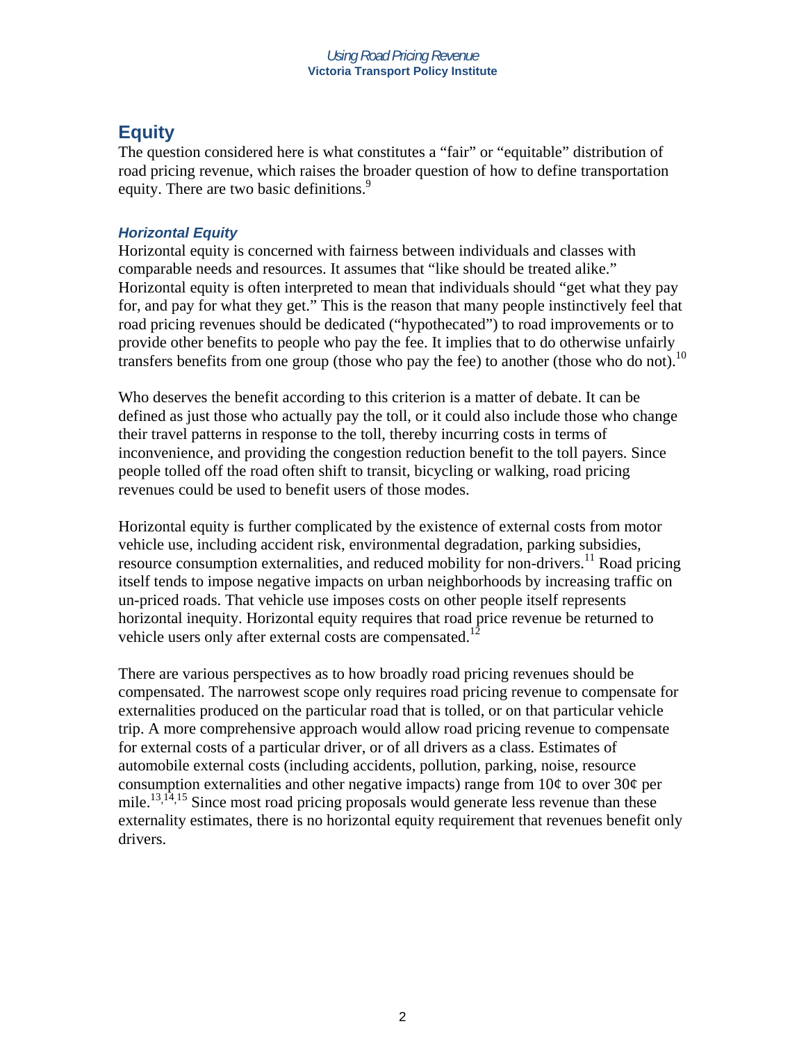## Equity

The question considered here is what constitutes a "fair" or "equitable" distribution of road pricing revenue, which raises the broader question of how to define transportation equity. There are two basic definitions.[9]

### *Horizontal Equity*

Horizontal equity is concerned with fairness between individuals and classes with comparable needs and resources. It assumes that "like should be treated alike." Horizontal equity is often interpreted to mean that individuals should "get what they pay for, and pay for what they get." This is the reason that many people instinctively feel that road pricing revenues should be dedicated ("hypothecated") to road improvements or to provide other benefits to people who pay the fee. It implies that to do otherwise unfairly transfers benefits from one group (those who pay the fee) to another (those who do not).[10]

Who deserves the benefit according to this criterion is a matter of debate. It can be defined as just those who actually pay the toll, or it could also include those who change their travel patterns in response to the toll, thereby incurring costs in terms of inconvenience, and providing the congestion reduction benefit to the toll payers. Since people tolled off the road often shift to transit, bicycling or walking, road pricing revenues could be used to benefit users of those modes.

Horizontal equity is further complicated by the existence of external costs from motor vehicle use, including accident risk, environmental degradation, parking subsidies, resource consumption externalities, and reduced mobility for non-drivers.[11] Road pricing itself tends to impose negative impacts on urban neighborhoods by increasing traffic on un-priced roads. That vehicle use imposes costs on other people itself represents horizontal inequity. Horizontal equity requires that road price revenue be returned to vehicle users only after external costs are compensated.[12]

There are various perspectives as to how broadly road pricing revenues should be compensated. The narrowest scope only requires road pricing revenue to compensate for externalities produced on the particular road that is tolled, or on that particular vehicle trip. A more comprehensive approach would allow road pricing revenue to compensate for external costs of a particular driver, or of all drivers as a class. Estimates of automobile external costs (including accidents, pollution, parking, noise, resource consumption externalities and other negative impacts) range from 10¢ to over 30¢ per mile.[13,14,15] Since most road pricing proposals would generate less revenue than these externality estimates, there is no horizontal equity requirement that revenues benefit only drivers.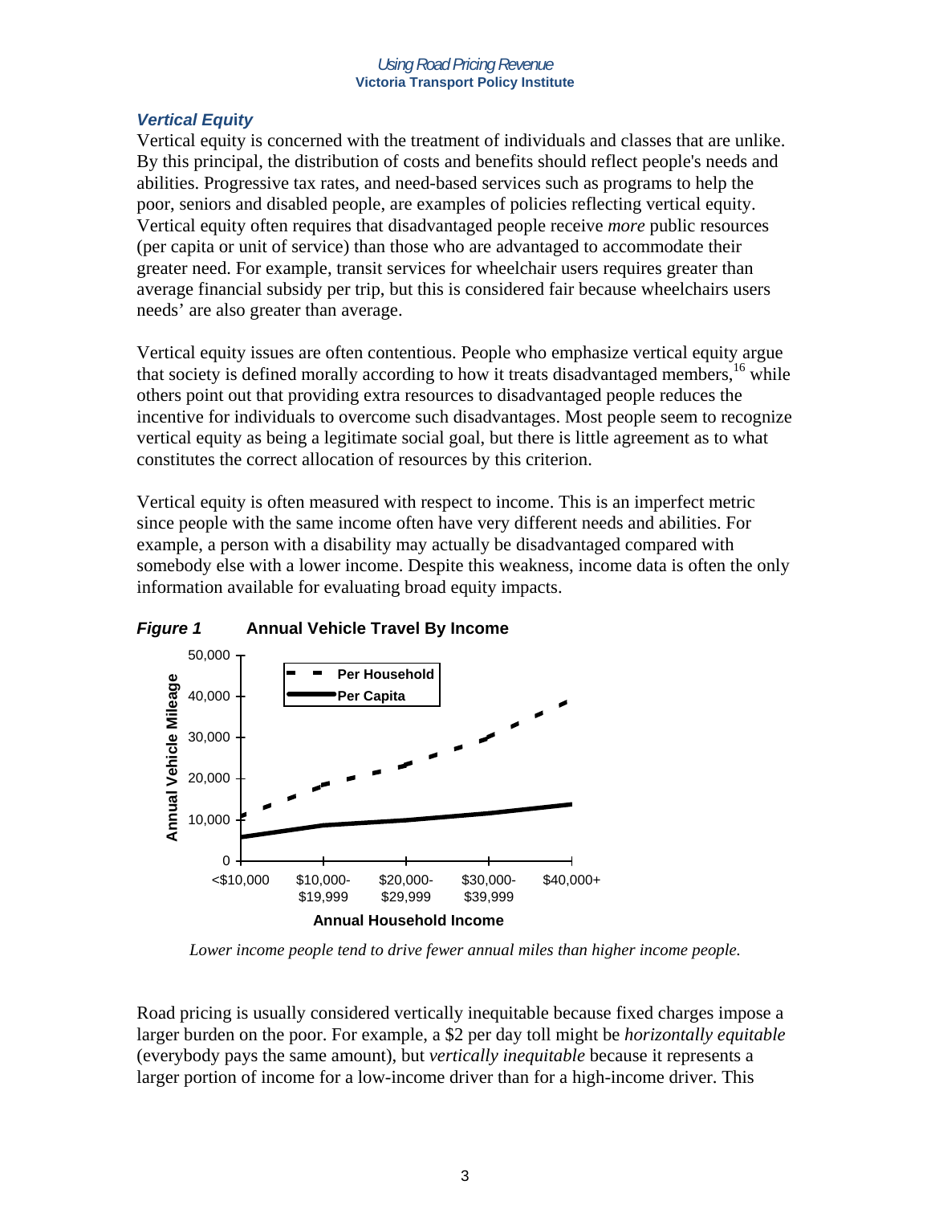### *Vertical Equity*

Vertical equity is concerned with the treatment of individuals and classes that are unlike. By this principal, the distribution of costs and benefits should reflect people's needs and abilities. Progressive tax rates, and need-based services such as programs to help the poor, seniors and disabled people, are examples of policies reflecting vertical equity. Vertical equity often requires that disadvantaged people receive *more* public resources (per capita or unit of service) than those who are advantaged to accommodate their greater need. For example, transit services for wheelchair users requires greater than average financial subsidy per trip, but this is considered fair because wheelchairs users needs' are also greater than average.

Vertical equity issues are often contentious. People who emphasize vertical equity argue that society is defined morally according to how it treats disadvantaged members,[16] while others point out that providing extra resources to disadvantaged people reduces the incentive for individuals to overcome such disadvantages. Most people seem to recognize vertical equity as being a legitimate social goal, but there is little agreement as to what constitutes the correct allocation of resources by this criterion.

Vertical equity is often measured with respect to income. This is an imperfect metric since people with the same income often have very different needs and abilities. For example, a person with a disability may actually be disadvantaged compared with somebody else with a lower income. Despite this weakness, income data is often the only information available for evaluating broad equity impacts.

***Figure 1*** **Annual Vehicle Travel By Income**

*Lower income people tend to drive fewer annual miles than higher income people.*

Road pricing is usually considered vertically inequitable because fixed charges impose a larger burden on the poor. For example, a $2 per day toll might be *horizontally equitable* (everybody pays the same amount), but *vertically inequitable* because it represents a larger portion of income for a low-income driver than for a high-income driver. This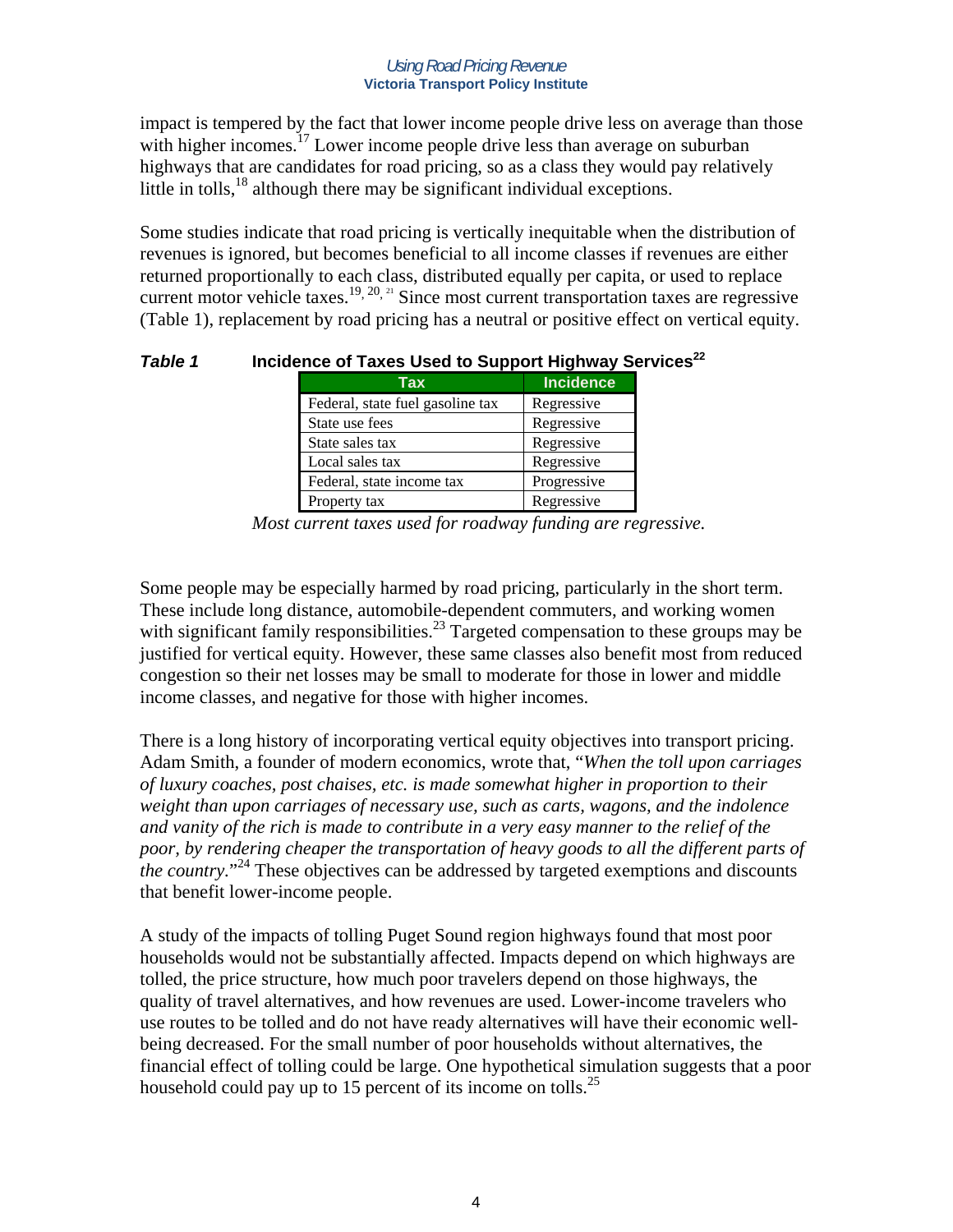impact is tempered by the fact that lower income people drive less on average than those with higher incomes.[17] Lower income people drive less than average on suburban highways that are candidates for road pricing, so as a class they would pay relatively little in tolls,[18] although there may be significant individual exceptions.

Some studies indicate that road pricing is vertically inequitable when the distribution of revenues is ignored, but becomes beneficial to all income classes if revenues are either returned proportionally to each class, distributed equally per capita, or used to replace current motor vehicle taxes.[19, 20, 21] Since most current transportation taxes are regressive (Table 1), replacement by road pricing has a neutral or positive effect on vertical equity.

***Table 1*** **Incidence of Taxes Used to Support Highway Services**[22]

| Tax | Incidence |
|---|---|
| Federal, state fuel gasoline tax | Regressive |
| State use fees | Regressive |
| State sales tax | Regressive |
| Local sales tax | Regressive |
| Federal, state income tax | Progressive |
| Property tax | Regressive |

*Most current taxes used for roadway funding are regressive.*

Some people may be especially harmed by road pricing, particularly in the short term. These include long distance, automobile-dependent commuters, and working women with significant family responsibilities.[23] Targeted compensation to these groups may be justified for vertical equity. However, these same classes also benefit most from reduced congestion so their net losses may be small to moderate for those in lower and middle income classes, and negative for those with higher incomes.

There is a long history of incorporating vertical equity objectives into transport pricing. Adam Smith, a founder of modern economics, wrote that, "*When the toll upon carriages of luxury coaches, post chaises, etc. is made somewhat higher in proportion to their weight than upon carriages of necessary use, such as carts, wagons, and the indolence and vanity of the rich is made to contribute in a very easy manner to the relief of the poor, by rendering cheaper the transportation of heavy goods to all the different parts of the country.*"[24] These objectives can be addressed by targeted exemptions and discounts that benefit lower-income people.

A study of the impacts of tolling Puget Sound region highways found that most poor households would not be substantially affected. Impacts depend on which highways are tolled, the price structure, how much poor travelers depend on those highways, the quality of travel alternatives, and how revenues are used. Lower-income travelers who use routes to be tolled and do not have ready alternatives will have their economic well-being decreased. For the small number of poor households without alternatives, the financial effect of tolling could be large. One hypothetical simulation suggests that a poor household could pay up to 15 percent of its income on tolls.[25]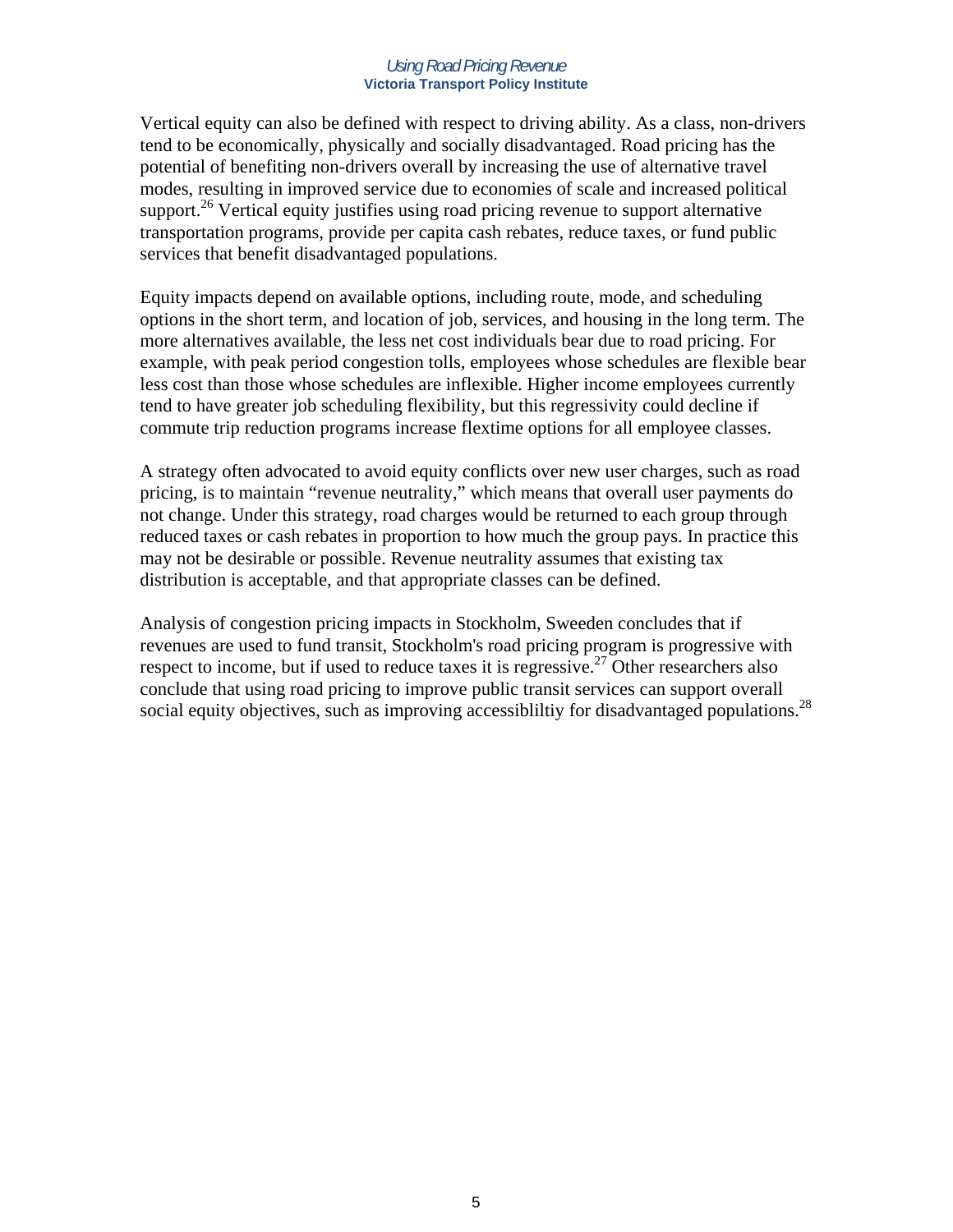Vertical equity can also be defined with respect to driving ability. As a class, non-drivers tend to be economically, physically and socially disadvantaged. Road pricing has the potential of benefiting non-drivers overall by increasing the use of alternative travel modes, resulting in improved service due to economies of scale and increased political support.[26] Vertical equity justifies using road pricing revenue to support alternative transportation programs, provide per capita cash rebates, reduce taxes, or fund public services that benefit disadvantaged populations.

Equity impacts depend on available options, including route, mode, and scheduling options in the short term, and location of job, services, and housing in the long term. The more alternatives available, the less net cost individuals bear due to road pricing. For example, with peak period congestion tolls, employees whose schedules are flexible bear less cost than those whose schedules are inflexible. Higher income employees currently tend to have greater job scheduling flexibility, but this regressivity could decline if commute trip reduction programs increase flextime options for all employee classes.

A strategy often advocated to avoid equity conflicts over new user charges, such as road pricing, is to maintain "revenue neutrality," which means that overall user payments do not change. Under this strategy, road charges would be returned to each group through reduced taxes or cash rebates in proportion to how much the group pays. In practice this may not be desirable or possible. Revenue neutrality assumes that existing tax distribution is acceptable, and that appropriate classes can be defined.

Analysis of congestion pricing impacts in Stockholm, Sweeden concludes that if revenues are used to fund transit, Stockholm's road pricing program is progressive with respect to income, but if used to reduce taxes it is regressive.[27] Other researchers also conclude that using road pricing to improve public transit services can support overall social equity objectives, such as improving accessibliltiy for disadvantaged populations.[28]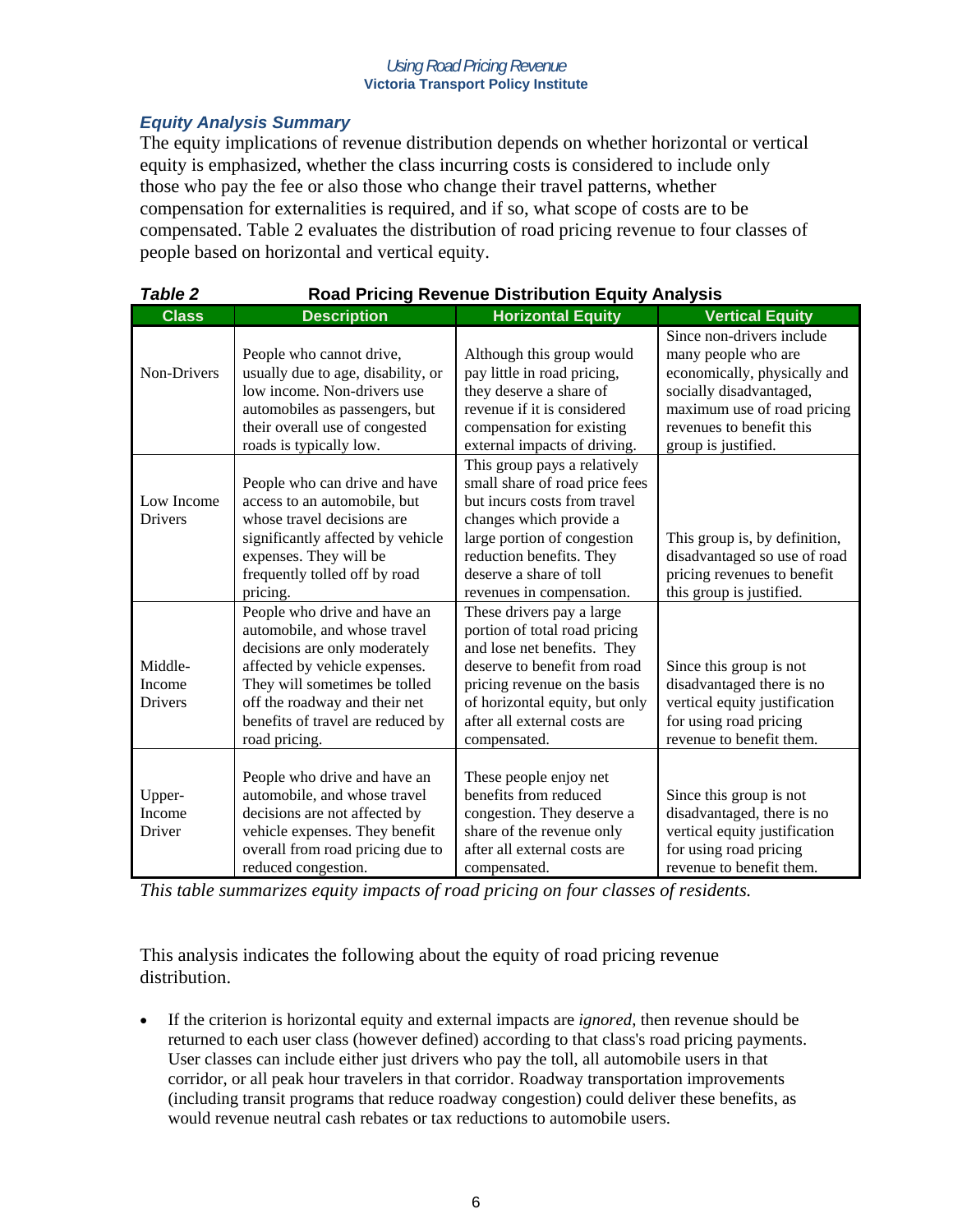### *Equity Analysis Summary*

The equity implications of revenue distribution depends on whether horizontal or vertical equity is emphasized, whether the class incurring costs is considered to include only those who pay the fee or also those who change their travel patterns, whether compensation for externalities is required, and if so, what scope of costs are to be compensated. Table 2 evaluates the distribution of road pricing revenue to four classes of people based on horizontal and vertical equity.

***Table 2*** **Road Pricing Revenue Distribution Equity Analysis**

| Class | Description | Horizontal Equity | Vertical Equity |
|---|---|---|---|
| Non-Drivers | People who cannot drive, usually due to age, disability, or low income. Non-drivers use automobiles as passengers, but their overall use of congested roads is typically low. | Although this group would pay little in road pricing, they deserve a share of revenue if it is considered compensation for existing external impacts of driving. | Since non-drivers include many people who are economically, physically and socially disadvantaged, maximum use of road pricing revenues to benefit this group is justified. |
| Low Income Drivers | People who can drive and have access to an automobile, but whose travel decisions are significantly affected by vehicle expenses. They will be frequently tolled off by road pricing. | This group pays a relatively small share of road price fees but incurs costs from travel changes which provide a large portion of congestion reduction benefits. They deserve a share of toll revenues in compensation. | This group is, by definition, disadvantaged so use of road pricing revenues to benefit this group is justified. |
| Middle-Income Drivers | People who drive and have an automobile, and whose travel decisions are only moderately affected by vehicle expenses. They will sometimes be tolled off the roadway and their net benefits of travel are reduced by road pricing. | These drivers pay a large portion of total road pricing and lose net benefits. They deserve to benefit from road pricing revenue on the basis of horizontal equity, but only after all external costs are compensated. | Since this group is not disadvantaged there is no vertical equity justification for using road pricing revenue to benefit them. |
| Upper-Income Driver | People who drive and have an automobile, and whose travel decisions are not affected by vehicle expenses. They benefit overall from road pricing due to reduced congestion. | These people enjoy net benefits from reduced congestion. They deserve a share of the revenue only after all external costs are compensated. | Since this group is not disadvantaged, there is no vertical equity justification for using road pricing revenue to benefit them. |

*This table summarizes equity impacts of road pricing on four classes of residents.*

This analysis indicates the following about the equity of road pricing revenue distribution.

- If the criterion is horizontal equity and external impacts are *ignored*, then revenue should be returned to each user class (however defined) according to that class's road pricing payments. User classes can include either just drivers who pay the toll, all automobile users in that corridor, or all peak hour travelers in that corridor. Roadway transportation improvements (including transit programs that reduce roadway congestion) could deliver these benefits, as would revenue neutral cash rebates or tax reductions to automobile users.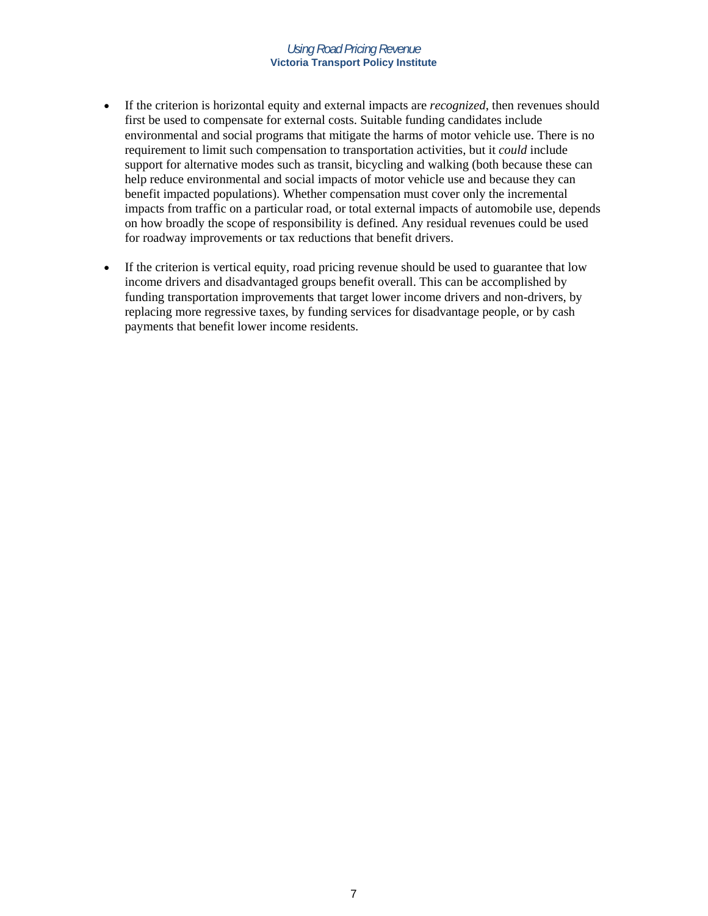- If the criterion is horizontal equity and external impacts are *recognized*, then revenues should first be used to compensate for external costs. Suitable funding candidates include environmental and social programs that mitigate the harms of motor vehicle use. There is no requirement to limit such compensation to transportation activities, but it *could* include support for alternative modes such as transit, bicycling and walking (both because these can help reduce environmental and social impacts of motor vehicle use and because they can benefit impacted populations). Whether compensation must cover only the incremental impacts from traffic on a particular road, or total external impacts of automobile use, depends on how broadly the scope of responsibility is defined. Any residual revenues could be used for roadway improvements or tax reductions that benefit drivers.

- If the criterion is vertical equity, road pricing revenue should be used to guarantee that low income drivers and disadvantaged groups benefit overall. This can be accomplished by funding transportation improvements that target lower income drivers and non-drivers, by replacing more regressive taxes, by funding services for disadvantage people, or by cash payments that benefit lower income residents.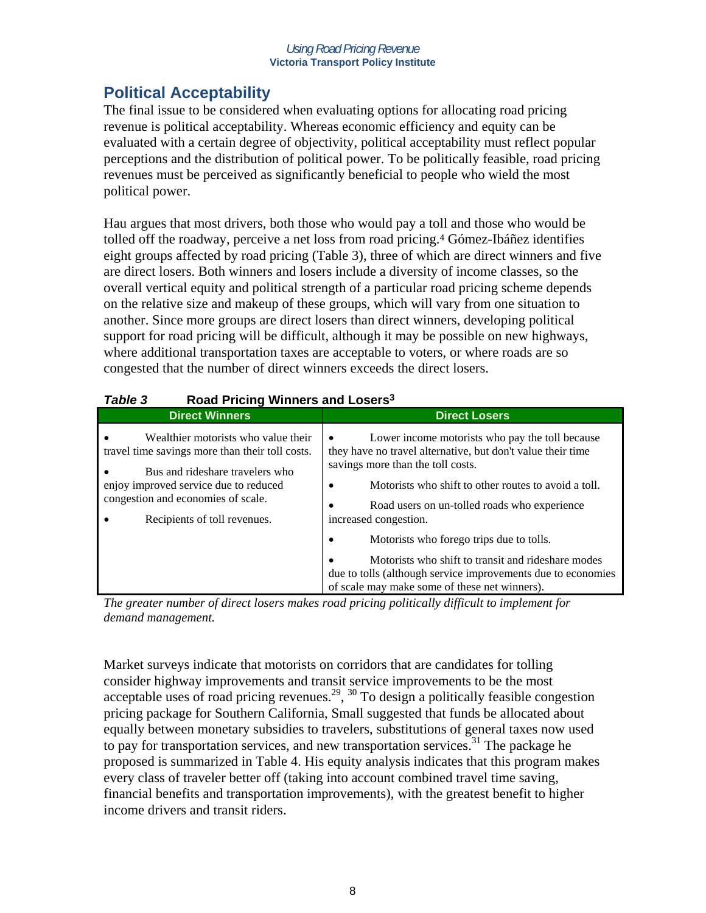## Political Acceptability

The final issue to be considered when evaluating options for allocating road pricing revenue is political acceptability. Whereas economic efficiency and equity can be evaluated with a certain degree of objectivity, political acceptability must reflect popular perceptions and the distribution of political power. To be politically feasible, road pricing revenues must be perceived as significantly beneficial to people who wield the most political power.

Hau argues that most drivers, both those who would pay a toll and those who would be tolled off the roadway, perceive a net loss from road pricing.[4] Gómez-Ibáñez identifies eight groups affected by road pricing (Table 3), three of which are direct winners and five are direct losers. Both winners and losers include a diversity of income classes, so the overall vertical equity and political strength of a particular road pricing scheme depends on the relative size and makeup of these groups, which will vary from one situation to another. Since more groups are direct losers than direct winners, developing political support for road pricing will be difficult, although it may be possible on new highways, where additional transportation taxes are acceptable to voters, or where roads are so congested that the number of direct winners exceeds the direct losers.

***Table 3*** **Road Pricing Winners and Losers[3]**

| Direct Winners | Direct Losers |
|---|---|
| • Wealthier motorists who value their travel time savings more than their toll costs.<br>• Bus and rideshare travelers who enjoy improved service due to reduced congestion and economies of scale.<br>• Recipients of toll revenues. | • Lower income motorists who pay the toll because they have no travel alternative, but don't value their time savings more than the toll costs.<br>• Motorists who shift to other routes to avoid a toll.<br>• Road users on un-tolled roads who experience increased congestion.<br>• Motorists who forego trips due to tolls.<br>• Motorists who shift to transit and rideshare modes due to tolls (although service improvements due to economies of scale may make some of these net winners). |

*The greater number of direct losers makes road pricing politically difficult to implement for demand management.*

Market surveys indicate that motorists on corridors that are candidates for tolling consider highway improvements and transit service improvements to be the most acceptable uses of road pricing revenues.[29], [30] To design a politically feasible congestion pricing package for Southern California, Small suggested that funds be allocated about equally between monetary subsidies to travelers, substitutions of general taxes now used to pay for transportation services, and new transportation services.[31] The package he proposed is summarized in Table 4. His equity analysis indicates that this program makes every class of traveler better off (taking into account combined travel time saving, financial benefits and transportation improvements), with the greatest benefit to higher income drivers and transit riders.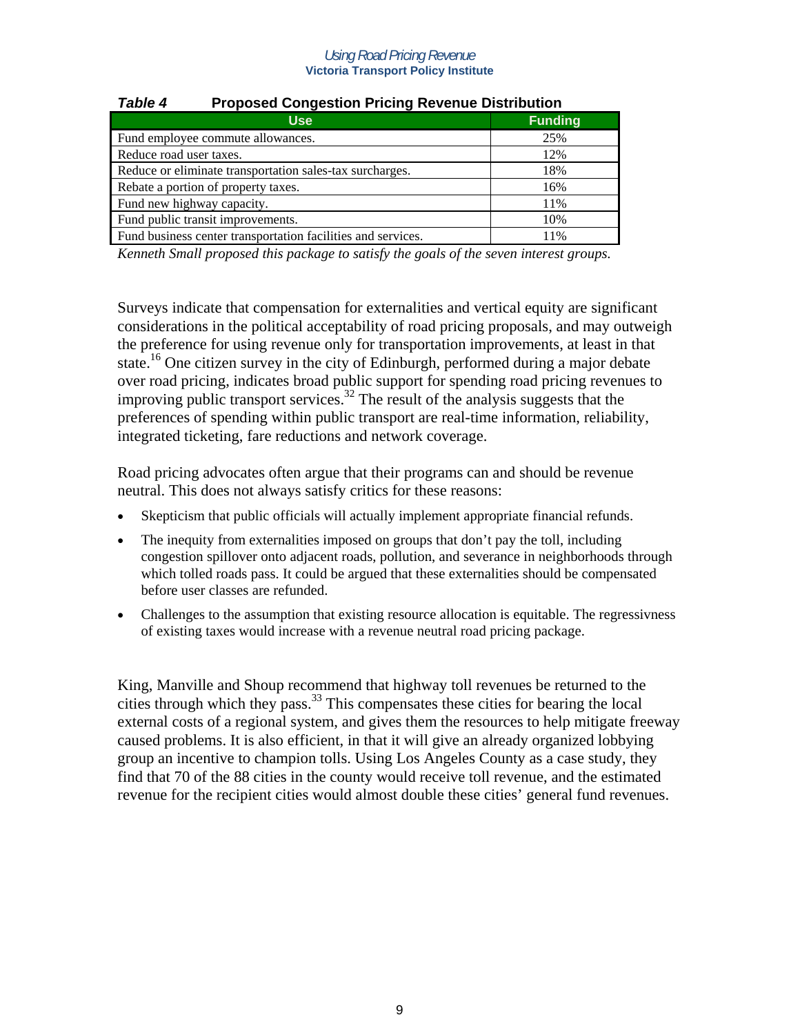**Table 4 Proposed Congestion Pricing Revenue Distribution**

| Use | Funding |
|---|---|
| Fund employee commute allowances. | 25% |
| Reduce road user taxes. | 12% |
| Reduce or eliminate transportation sales-tax surcharges. | 18% |
| Rebate a portion of property taxes. | 16% |
| Fund new highway capacity. | 11% |
| Fund public transit improvements. | 10% |
| Fund business center transportation facilities and services. | 11% |

*Kenneth Small proposed this package to satisfy the goals of the seven interest groups.*

Surveys indicate that compensation for externalities and vertical equity are significant considerations in the political acceptability of road pricing proposals, and may outweigh the preference for using revenue only for transportation improvements, at least in that state.[16] One citizen survey in the city of Edinburgh, performed during a major debate over road pricing, indicates broad public support for spending road pricing revenues to improving public transport services.[32] The result of the analysis suggests that the preferences of spending within public transport are real-time information, reliability, integrated ticketing, fare reductions and network coverage.

Road pricing advocates often argue that their programs can and should be revenue neutral. This does not always satisfy critics for these reasons:

- Skepticism that public officials will actually implement appropriate financial refunds.
- The inequity from externalities imposed on groups that don't pay the toll, including congestion spillover onto adjacent roads, pollution, and severance in neighborhoods through which tolled roads pass. It could be argued that these externalities should be compensated before user classes are refunded.
- Challenges to the assumption that existing resource allocation is equitable. The regressivness of existing taxes would increase with a revenue neutral road pricing package.

King, Manville and Shoup recommend that highway toll revenues be returned to the cities through which they pass.[33] This compensates these cities for bearing the local external costs of a regional system, and gives them the resources to help mitigate freeway caused problems. It is also efficient, in that it will give an already organized lobbying group an incentive to champion tolls. Using Los Angeles County as a case study, they find that 70 of the 88 cities in the county would receive toll revenue, and the estimated revenue for the recipient cities would almost double these cities' general fund revenues.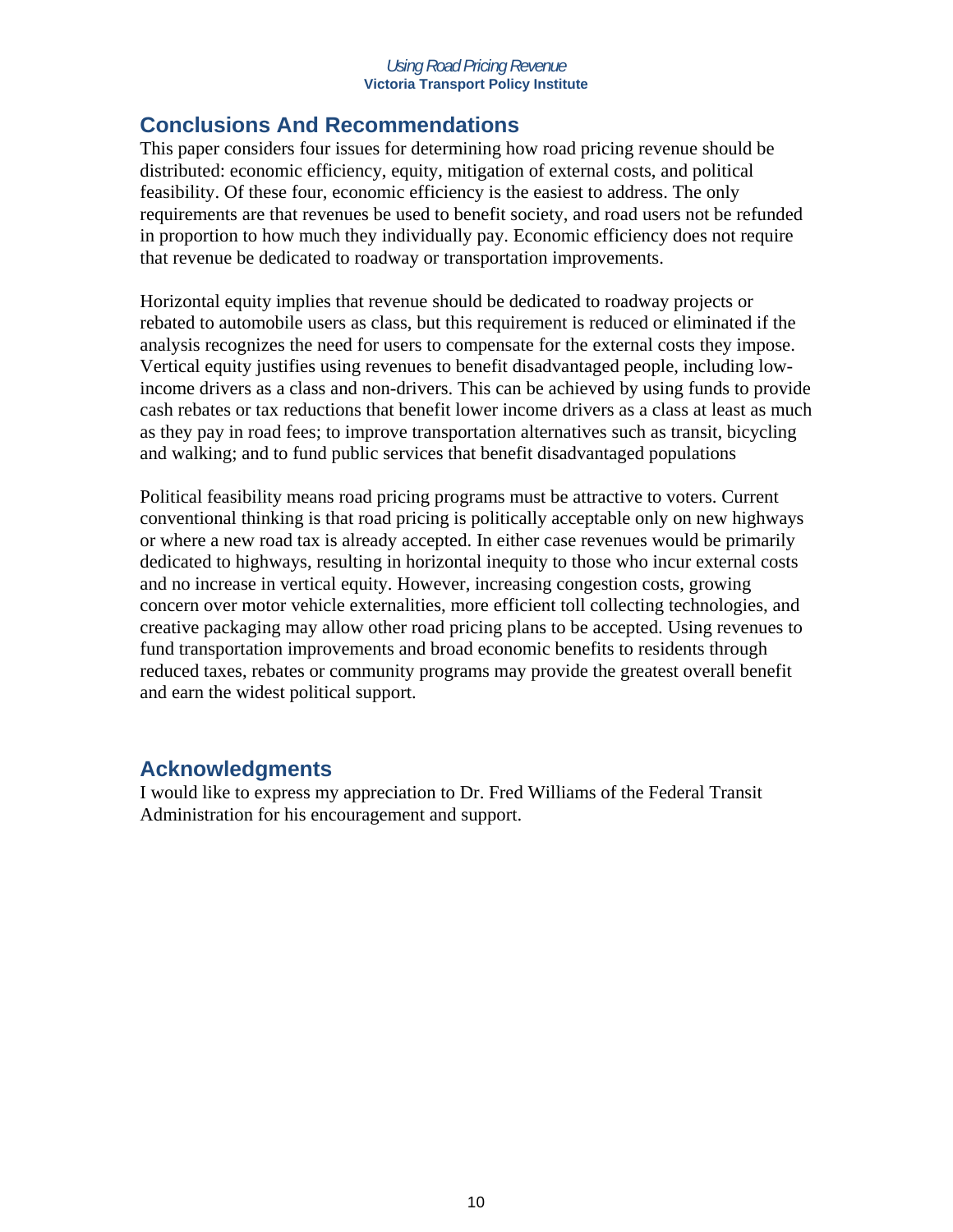## Conclusions And Recommendations

This paper considers four issues for determining how road pricing revenue should be distributed: economic efficiency, equity, mitigation of external costs, and political feasibility. Of these four, economic efficiency is the easiest to address. The only requirements are that revenues be used to benefit society, and road users not be refunded in proportion to how much they individually pay. Economic efficiency does not require that revenue be dedicated to roadway or transportation improvements.

Horizontal equity implies that revenue should be dedicated to roadway projects or rebated to automobile users as class, but this requirement is reduced or eliminated if the analysis recognizes the need for users to compensate for the external costs they impose. Vertical equity justifies using revenues to benefit disadvantaged people, including low-income drivers as a class and non-drivers. This can be achieved by using funds to provide cash rebates or tax reductions that benefit lower income drivers as a class at least as much as they pay in road fees; to improve transportation alternatives such as transit, bicycling and walking; and to fund public services that benefit disadvantaged populations

Political feasibility means road pricing programs must be attractive to voters. Current conventional thinking is that road pricing is politically acceptable only on new highways or where a new road tax is already accepted. In either case revenues would be primarily dedicated to highways, resulting in horizontal inequity to those who incur external costs and no increase in vertical equity. However, increasing congestion costs, growing concern over motor vehicle externalities, more efficient toll collecting technologies, and creative packaging may allow other road pricing plans to be accepted. Using revenues to fund transportation improvements and broad economic benefits to residents through reduced taxes, rebates or community programs may provide the greatest overall benefit and earn the widest political support.

## Acknowledgments

I would like to express my appreciation to Dr. Fred Williams of the Federal Transit Administration for his encouragement and support.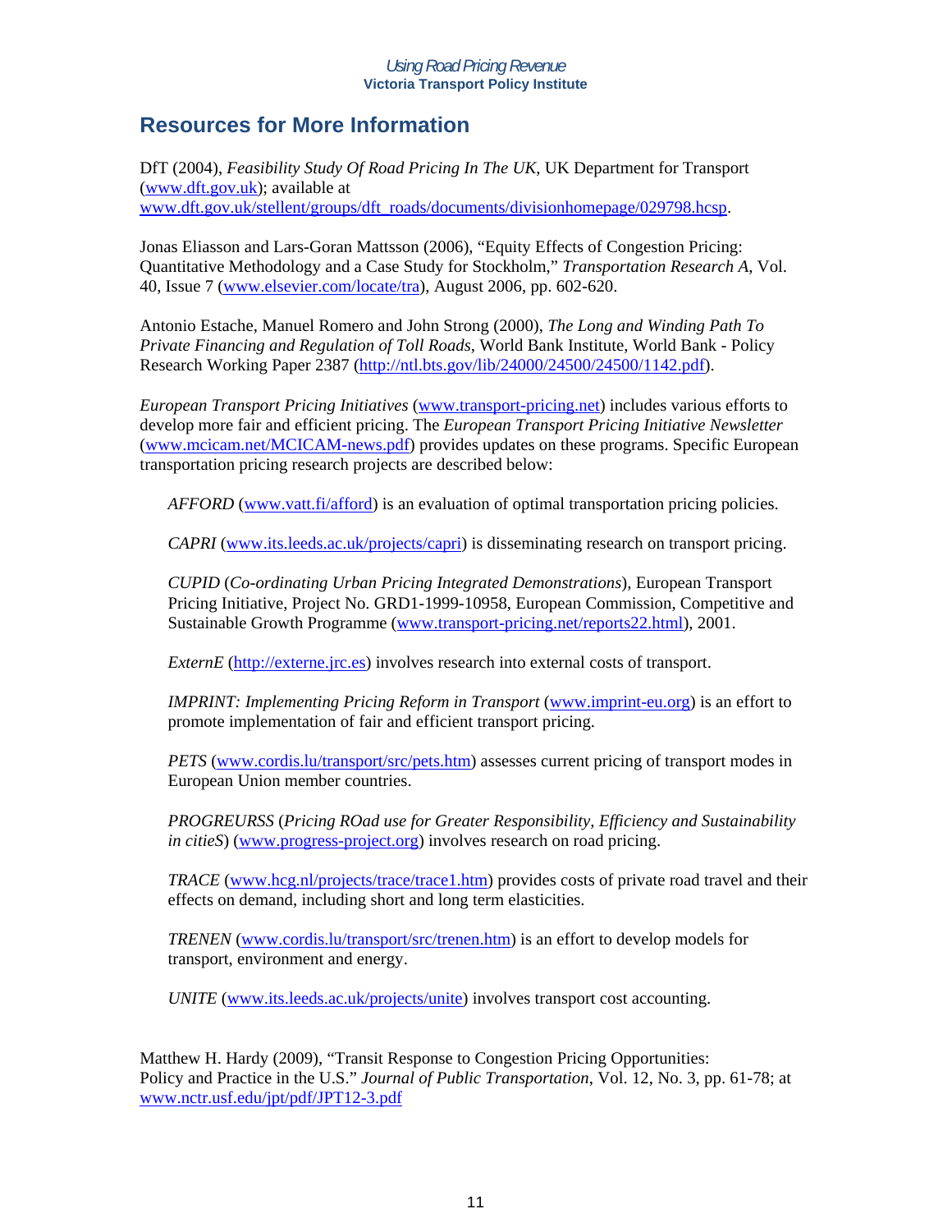## Resources for More Information

DfT (2004), *Feasibility Study Of Road Pricing In The UK*, UK Department for Transport (www.dft.gov.uk); available at www.dft.gov.uk/stellent/groups/dft_roads/documents/divisionhomepage/029798.hcsp.

Jonas Eliasson and Lars-Goran Mattsson (2006), "Equity Effects of Congestion Pricing: Quantitative Methodology and a Case Study for Stockholm," *Transportation Research A*, Vol. 40, Issue 7 (www.elsevier.com/locate/tra), August 2006, pp. 602-620.

Antonio Estache, Manuel Romero and John Strong (2000), *The Long and Winding Path To Private Financing and Regulation of Toll Roads*, World Bank Institute, World Bank - Policy Research Working Paper 2387 (http://ntl.bts.gov/lib/24000/24500/24500/1142.pdf).

*European Transport Pricing Initiatives* (www.transport-pricing.net) includes various efforts to develop more fair and efficient pricing. The *European Transport Pricing Initiative Newsletter* (www.mcicam.net/MCICAM-news.pdf) provides updates on these programs. Specific European transportation pricing research projects are described below:

> *AFFORD* (www.vatt.fi/afford) is an evaluation of optimal transportation pricing policies.
>
> *CAPRI* (www.its.leeds.ac.uk/projects/capri) is disseminating research on transport pricing.
>
> *CUPID* (*Co-ordinating Urban Pricing Integrated Demonstrations*), European Transport Pricing Initiative, Project No. GRD1-1999-10958, European Commission, Competitive and Sustainable Growth Programme (www.transport-pricing.net/reports22.html), 2001.
>
> *ExternE* (http://externe.jrc.es) involves research into external costs of transport.
>
> *IMPRINT: Implementing Pricing Reform in Transport* (www.imprint-eu.org) is an effort to promote implementation of fair and efficient transport pricing.
>
> *PETS* (www.cordis.lu/transport/src/pets.htm) assesses current pricing of transport modes in European Union member countries.
>
> *PROGREURSS* (*Pricing ROad use for Greater Responsibility, Efficiency and Sustainability in citieS*) (www.progress-project.org) involves research on road pricing.
>
> *TRACE* (www.hcg.nl/projects/trace/trace1.htm) provides costs of private road travel and their effects on demand, including short and long term elasticities.
>
> *TRENEN* (www.cordis.lu/transport/src/trenen.htm) is an effort to develop models for transport, environment and energy.
>
> *UNITE* (www.its.leeds.ac.uk/projects/unite) involves transport cost accounting.

Matthew H. Hardy (2009), "Transit Response to Congestion Pricing Opportunities: Policy and Practice in the U.S." *Journal of Public Transportation*, Vol. 12, No. 3, pp. 61-78; at www.nctr.usf.edu/jpt/pdf/JPT12-3.pdf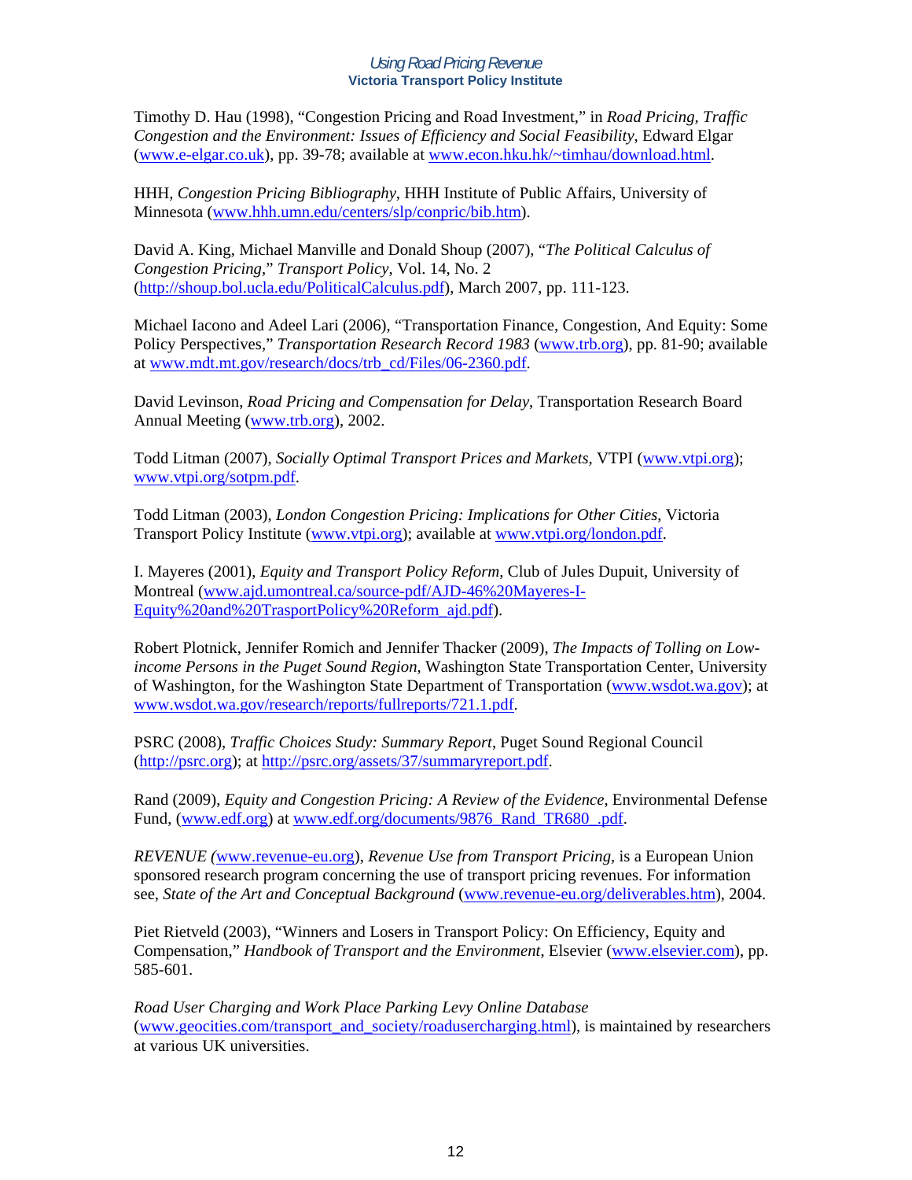Timothy D. Hau (1998), "Congestion Pricing and Road Investment," in *Road Pricing, Traffic Congestion and the Environment: Issues of Efficiency and Social Feasibility*, Edward Elgar (www.e-elgar.co.uk), pp. 39-78; available at www.econ.hku.hk/~timhau/download.html.

HHH, *Congestion Pricing Bibliography*, HHH Institute of Public Affairs, University of Minnesota (www.hhh.umn.edu/centers/slp/conpric/bib.htm).

David A. King, Michael Manville and Donald Shoup (2007), "*The Political Calculus of Congestion Pricing*," *Transport Policy*, Vol. 14, No. 2 (http://shoup.bol.ucla.edu/PoliticalCalculus.pdf), March 2007, pp. 111-123.

Michael Iacono and Adeel Lari (2006), "Transportation Finance, Congestion, And Equity: Some Policy Perspectives," *Transportation Research Record 1983* (www.trb.org), pp. 81-90; available at www.mdt.mt.gov/research/docs/trb_cd/Files/06-2360.pdf.

David Levinson, *Road Pricing and Compensation for Delay*, Transportation Research Board Annual Meeting (www.trb.org), 2002.

Todd Litman (2007), *Socially Optimal Transport Prices and Markets*, VTPI (www.vtpi.org); www.vtpi.org/sotpm.pdf.

Todd Litman (2003), *London Congestion Pricing: Implications for Other Cities*, Victoria Transport Policy Institute (www.vtpi.org); available at www.vtpi.org/london.pdf.

I. Mayeres (2001), *Equity and Transport Policy Reform*, Club of Jules Dupuit, University of Montreal (www.ajd.umontreal.ca/source-pdf/AJD-46%20Mayeres-I-Equity%20and%20TrasportPolicy%20Reform_ajd.pdf).

Robert Plotnick, Jennifer Romich and Jennifer Thacker (2009), *The Impacts of Tolling on Low-income Persons in the Puget Sound Region*, Washington State Transportation Center, University of Washington, for the Washington State Department of Transportation (www.wsdot.wa.gov); at www.wsdot.wa.gov/research/reports/fullreports/721.1.pdf.

PSRC (2008), *Traffic Choices Study: Summary Report*, Puget Sound Regional Council (http://psrc.org); at http://psrc.org/assets/37/summaryreport.pdf.

Rand (2009), *Equity and Congestion Pricing: A Review of the Evidence*, Environmental Defense Fund, (www.edf.org) at www.edf.org/documents/9876_Rand_TR680_.pdf.

*REVENUE (*www.revenue-eu.org), *Revenue Use from Transport Pricing,* is a European Union sponsored research program concerning the use of transport pricing revenues. For information see, *State of the Art and Conceptual Background* (www.revenue-eu.org/deliverables.htm), 2004.

Piet Rietveld (2003), "Winners and Losers in Transport Policy: On Efficiency, Equity and Compensation," *Handbook of Transport and the Environment*, Elsevier (www.elsevier.com), pp. 585-601.

*Road User Charging and Work Place Parking Levy Online Database* (www.geocities.com/transport_and_society/roadusercharging.html), is maintained by researchers at various UK universities.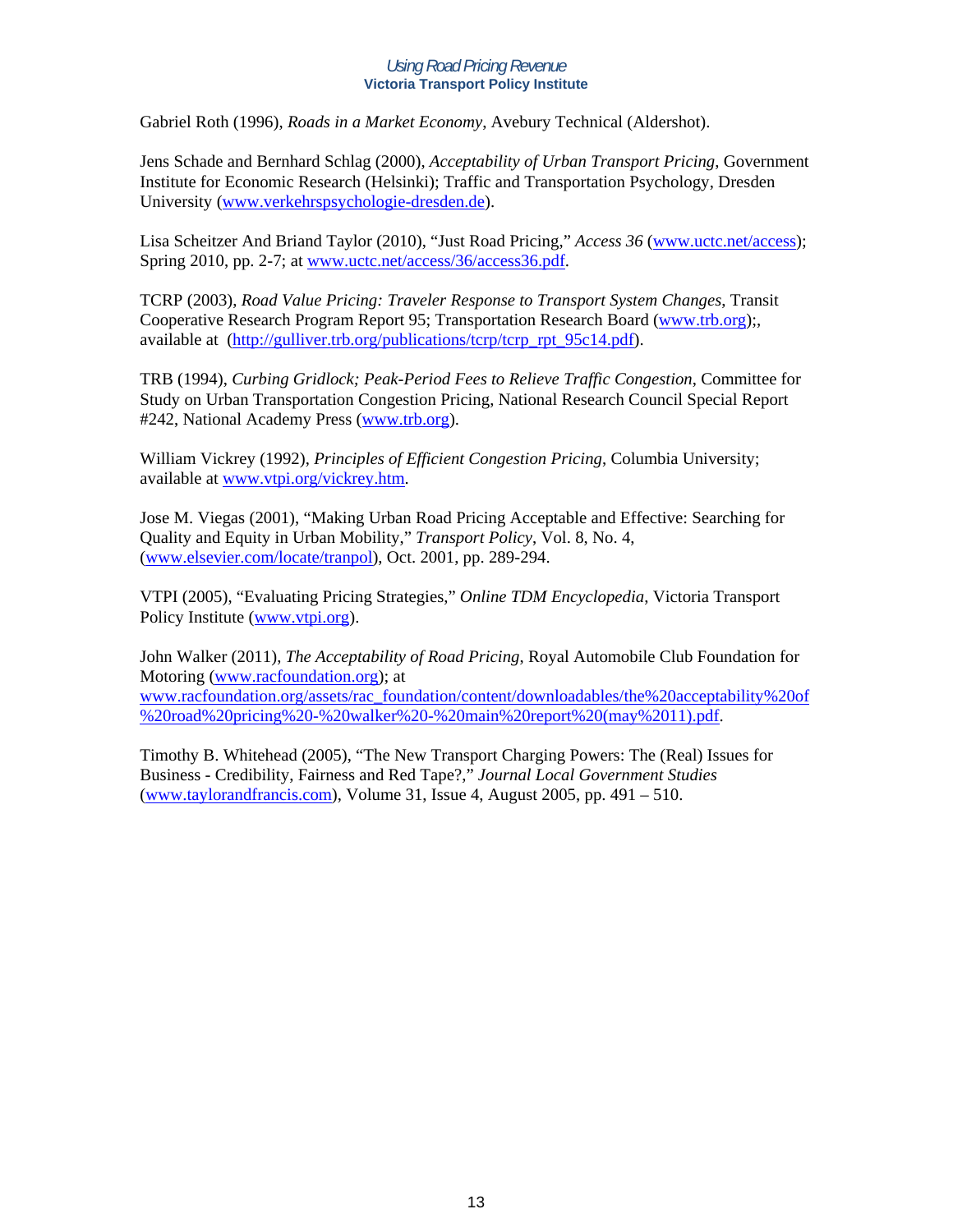Gabriel Roth (1996), *Roads in a Market Economy*, Avebury Technical (Aldershot).

Jens Schade and Bernhard Schlag (2000), *Acceptability of Urban Transport Pricing*, Government Institute for Economic Research (Helsinki); Traffic and Transportation Psychology, Dresden University (www.verkehrspsychologie-dresden.de).

Lisa Scheitzer And Briand Taylor (2010), "Just Road Pricing," *Access 36* (www.uctc.net/access); Spring 2010, pp. 2-7; at www.uctc.net/access/36/access36.pdf.

TCRP (2003), *Road Value Pricing: Traveler Response to Transport System Changes*, Transit Cooperative Research Program Report 95; Transportation Research Board (www.trb.org);, available at (http://gulliver.trb.org/publications/tcrp/tcrp_rpt_95c14.pdf).

TRB (1994), *Curbing Gridlock; Peak-Period Fees to Relieve Traffic Congestion*, Committee for Study on Urban Transportation Congestion Pricing, National Research Council Special Report #242, National Academy Press (www.trb.org).

William Vickrey (1992), *Principles of Efficient Congestion Pricing*, Columbia University; available at www.vtpi.org/vickrey.htm.

Jose M. Viegas (2001), "Making Urban Road Pricing Acceptable and Effective: Searching for Quality and Equity in Urban Mobility," *Transport Policy*, Vol. 8, No. 4, (www.elsevier.com/locate/tranpol), Oct. 2001, pp. 289-294.

VTPI (2005), "Evaluating Pricing Strategies," *Online TDM Encyclopedia*, Victoria Transport Policy Institute (www.vtpi.org).

John Walker (2011), *The Acceptability of Road Pricing*, Royal Automobile Club Foundation for Motoring (www.racfoundation.org); at www.racfoundation.org/assets/rac_foundation/content/downloadables/the%20acceptability%20of%20road%20pricing%20-%20walker%20-%20main%20report%20(may%2011).pdf.

Timothy B. Whitehead (2005), "The New Transport Charging Powers: The (Real) Issues for Business - Credibility, Fairness and Red Tape?," *Journal Local Government Studies* (www.taylorandfrancis.com), Volume 31, Issue 4, August 2005, pp. 491 – 510.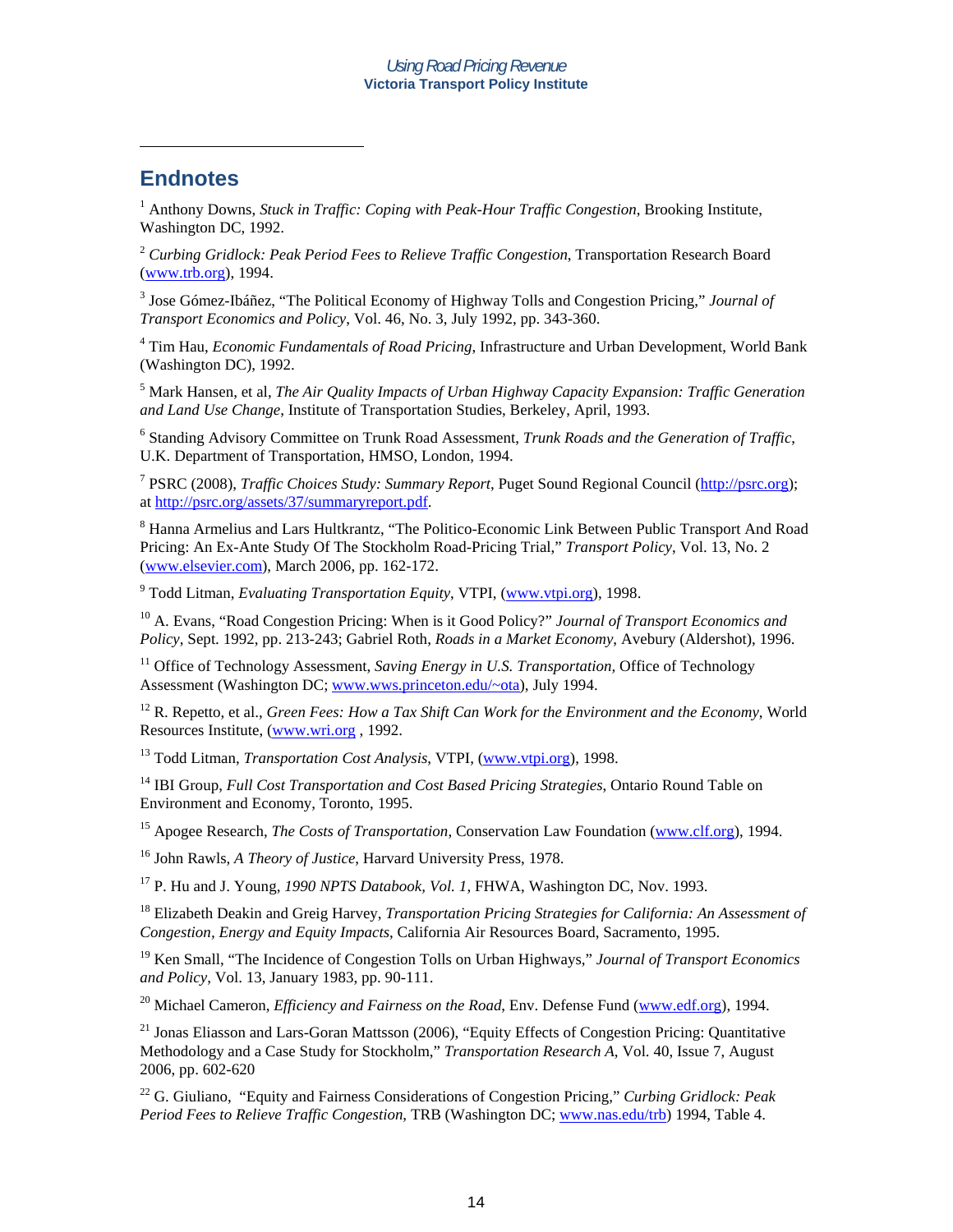## Endnotes

[1] Anthony Downs, *Stuck in Traffic: Coping with Peak-Hour Traffic Congestion*, Brooking Institute, Washington DC, 1992.

[2] *Curbing Gridlock: Peak Period Fees to Relieve Traffic Congestion*, Transportation Research Board (www.trb.org), 1994.

[3] Jose Gómez-Ibáñez, "The Political Economy of Highway Tolls and Congestion Pricing," *Journal of Transport Economics and Policy*, Vol. 46, No. 3, July 1992, pp. 343-360.

[4] Tim Hau, *Economic Fundamentals of Road Pricing*, Infrastructure and Urban Development, World Bank (Washington DC), 1992.

[5] Mark Hansen, et al, *The Air Quality Impacts of Urban Highway Capacity Expansion: Traffic Generation and Land Use Change*, Institute of Transportation Studies, Berkeley, April, 1993.

[6] Standing Advisory Committee on Trunk Road Assessment, *Trunk Roads and the Generation of Traffic*, U.K. Department of Transportation, HMSO, London, 1994.

[7] PSRC (2008), *Traffic Choices Study: Summary Report*, Puget Sound Regional Council (http://psrc.org); at http://psrc.org/assets/37/summaryreport.pdf.

[8] Hanna Armelius and Lars Hultkrantz, "The Politico-Economic Link Between Public Transport And Road Pricing: An Ex-Ante Study Of The Stockholm Road-Pricing Trial," *Transport Policy*, Vol. 13, No. 2 (www.elsevier.com), March 2006, pp. 162-172.

[9] Todd Litman, *Evaluating Transportation Equity*, VTPI, (www.vtpi.org), 1998.

[10] A. Evans, "Road Congestion Pricing: When is it Good Policy?" *Journal of Transport Economics and Policy*, Sept. 1992, pp. 213-243; Gabriel Roth, *Roads in a Market Economy*, Avebury (Aldershot), 1996.

[11] Office of Technology Assessment, *Saving Energy in U.S. Transportation*, Office of Technology Assessment (Washington DC; www.wws.princeton.edu/~ota), July 1994.

[12] R. Repetto, et al., *Green Fees: How a Tax Shift Can Work for the Environment and the Economy*, World Resources Institute, (www.wri.org , 1992.

[13] Todd Litman, *Transportation Cost Analysis*, VTPI, (www.vtpi.org), 1998.

[14] IBI Group, *Full Cost Transportation and Cost Based Pricing Strategies*, Ontario Round Table on Environment and Economy, Toronto, 1995.

[15] Apogee Research, *The Costs of Transportation*, Conservation Law Foundation (www.clf.org), 1994.

[16] John Rawls, *A Theory of Justice*, Harvard University Press, 1978.

[17] P. Hu and J. Young, *1990 NPTS Databook, Vol. 1*, FHWA, Washington DC, Nov. 1993.

[18] Elizabeth Deakin and Greig Harvey, *Transportation Pricing Strategies for California: An Assessment of Congestion, Energy and Equity Impacts*, California Air Resources Board, Sacramento, 1995.

[19] Ken Small, "The Incidence of Congestion Tolls on Urban Highways," *Journal of Transport Economics and Policy*, Vol. 13, January 1983, pp. 90-111.

[20] Michael Cameron, *Efficiency and Fairness on the Road*, Env. Defense Fund (www.edf.org), 1994.

[21] Jonas Eliasson and Lars-Goran Mattsson (2006), "Equity Effects of Congestion Pricing: Quantitative Methodology and a Case Study for Stockholm," *Transportation Research A*, Vol. 40, Issue 7, August 2006, pp. 602-620

[22] G. Giuliano, "Equity and Fairness Considerations of Congestion Pricing," *Curbing Gridlock: Peak Period Fees to Relieve Traffic Congestion*, TRB (Washington DC; www.nas.edu/trb) 1994, Table 4.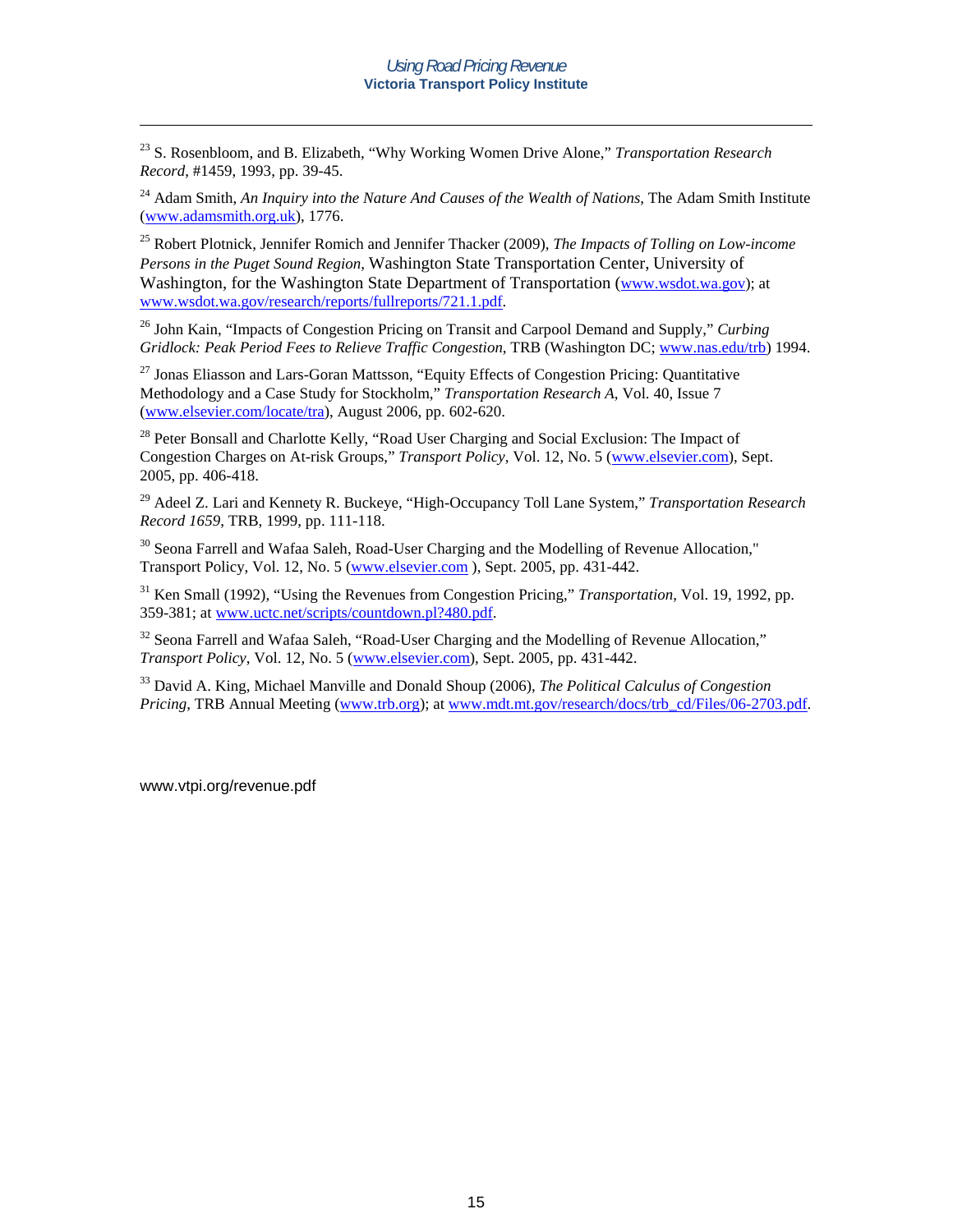[23] S. Rosenbloom, and B. Elizabeth, "Why Working Women Drive Alone," *Transportation Research Record*, #1459, 1993, pp. 39-45.

[24] Adam Smith, *An Inquiry into the Nature And Causes of the Wealth of Nations*, The Adam Smith Institute (www.adamsmith.org.uk), 1776.

[25] Robert Plotnick, Jennifer Romich and Jennifer Thacker (2009), *The Impacts of Tolling on Low-income Persons in the Puget Sound Region*, Washington State Transportation Center, University of Washington, for the Washington State Department of Transportation (www.wsdot.wa.gov); at www.wsdot.wa.gov/research/reports/fullreports/721.1.pdf.

[26] John Kain, "Impacts of Congestion Pricing on Transit and Carpool Demand and Supply," *Curbing Gridlock: Peak Period Fees to Relieve Traffic Congestion*, TRB (Washington DC; www.nas.edu/trb) 1994.

[27] Jonas Eliasson and Lars-Goran Mattsson, "Equity Effects of Congestion Pricing: Quantitative Methodology and a Case Study for Stockholm," *Transportation Research A*, Vol. 40, Issue 7 (www.elsevier.com/locate/tra), August 2006, pp. 602-620.

[28] Peter Bonsall and Charlotte Kelly, "Road User Charging and Social Exclusion: The Impact of Congestion Charges on At-risk Groups," *Transport Policy*, Vol. 12, No. 5 (www.elsevier.com), Sept. 2005, pp. 406-418.

[29] Adeel Z. Lari and Kennety R. Buckeye, "High-Occupancy Toll Lane System," *Transportation Research Record 1659*, TRB, 1999, pp. 111-118.

[30] Seona Farrell and Wafaa Saleh, Road-User Charging and the Modelling of Revenue Allocation," Transport Policy, Vol. 12, No. 5 (www.elsevier.com ), Sept. 2005, pp. 431-442.

[31] Ken Small (1992), "Using the Revenues from Congestion Pricing," *Transportation*, Vol. 19, 1992, pp. 359-381; at www.uctc.net/scripts/countdown.pl?480.pdf.

[32] Seona Farrell and Wafaa Saleh, "Road-User Charging and the Modelling of Revenue Allocation," *Transport Policy*, Vol. 12, No. 5 (www.elsevier.com), Sept. 2005, pp. 431-442.

[33] David A. King, Michael Manville and Donald Shoup (2006), *The Political Calculus of Congestion Pricing*, TRB Annual Meeting (www.trb.org); at www.mdt.mt.gov/research/docs/trb_cd/Files/06-2703.pdf.

www.vtpi.org/revenue.pdf